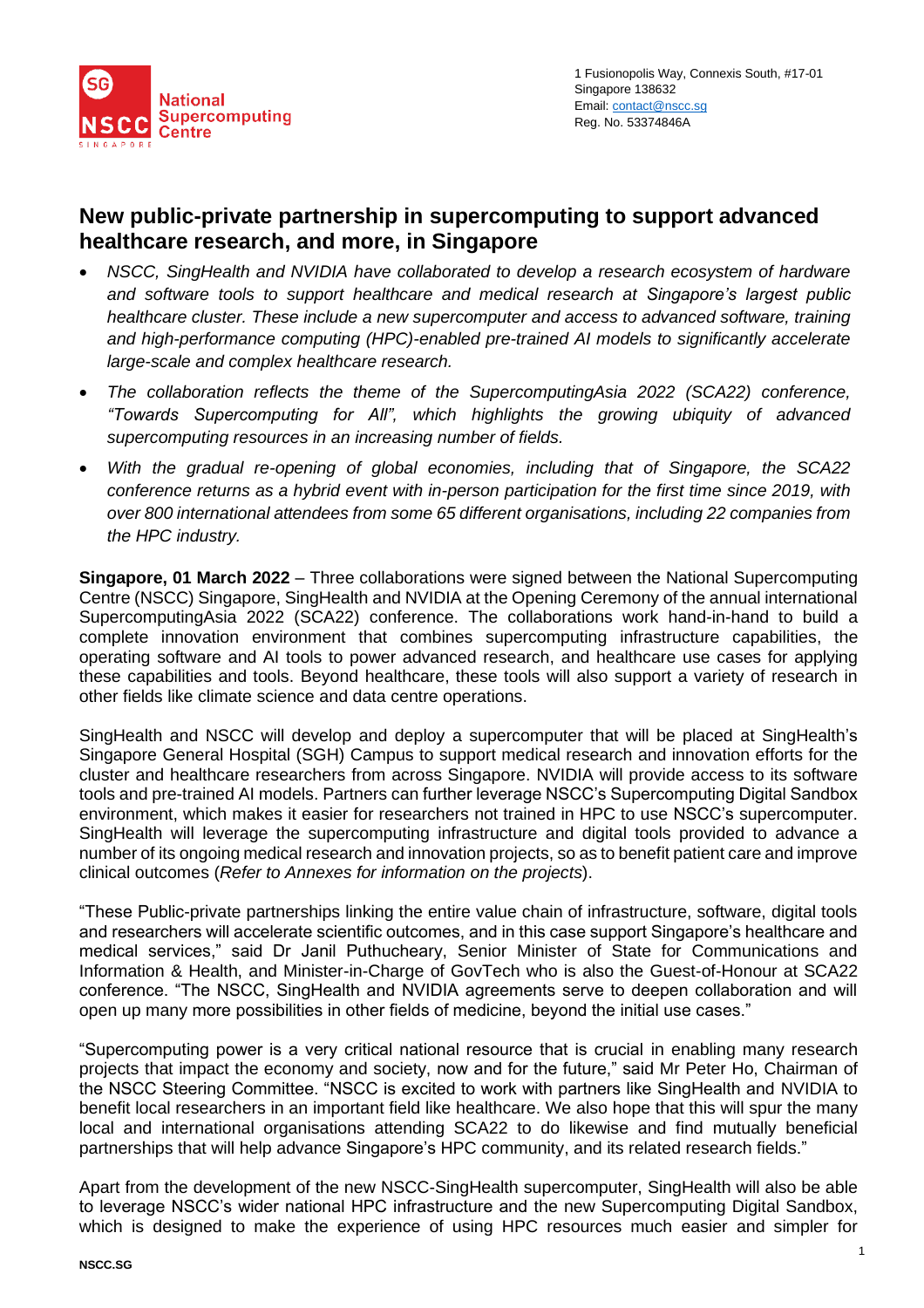National Supercomputing Centre Singapore

1 Fusionopolis Way, Connexis South, #17-01
Singapore 138632
Email: contact@nscc.sg
Reg. No. 53374846A

# New public-private partnership in supercomputing to support advanced healthcare research, and more, in Singapore

- *NSCC, SingHealth and NVIDIA have collaborated to develop a research ecosystem of hardware and software tools to support healthcare and medical research at Singapore's largest public healthcare cluster. These include a new supercomputer and access to advanced software, training and high-performance computing (HPC)-enabled pre-trained AI models to significantly accelerate large-scale and complex healthcare research.*
- *The collaboration reflects the theme of the SupercomputingAsia 2022 (SCA22) conference, "Towards Supercomputing for All", which highlights the growing ubiquity of advanced supercomputing resources in an increasing number of fields.*
- *With the gradual re-opening of global economies, including that of Singapore, the SCA22 conference returns as a hybrid event with in-person participation for the first time since 2019, with over 800 international attendees from some 65 different organisations, including 22 companies from the HPC industry.*

**Singapore, 01 March 2022** – Three collaborations were signed between the National Supercomputing Centre (NSCC) Singapore, SingHealth and NVIDIA at the Opening Ceremony of the annual international SupercomputingAsia 2022 (SCA22) conference. The collaborations work hand-in-hand to build a complete innovation environment that combines supercomputing infrastructure capabilities, the operating software and AI tools to power advanced research, and healthcare use cases for applying these capabilities and tools. Beyond healthcare, these tools will also support a variety of research in other fields like climate science and data centre operations.

SingHealth and NSCC will develop and deploy a supercomputer that will be placed at SingHealth's Singapore General Hospital (SGH) Campus to support medical research and innovation efforts for the cluster and healthcare researchers from across Singapore. NVIDIA will provide access to its software tools and pre-trained AI models. Partners can further leverage NSCC's Supercomputing Digital Sandbox environment, which makes it easier for researchers not trained in HPC to use NSCC's supercomputer. SingHealth will leverage the supercomputing infrastructure and digital tools provided to advance a number of its ongoing medical research and innovation projects, so as to benefit patient care and improve clinical outcomes (*Refer to Annexes for information on the projects*).

"These Public-private partnerships linking the entire value chain of infrastructure, software, digital tools and researchers will accelerate scientific outcomes, and in this case support Singapore's healthcare and medical services," said Dr Janil Puthucheary, Senior Minister of State for Communications and Information & Health, and Minister-in-Charge of GovTech who is also the Guest-of-Honour at SCA22 conference. "The NSCC, SingHealth and NVIDIA agreements serve to deepen collaboration and will open up many more possibilities in other fields of medicine, beyond the initial use cases."

"Supercomputing power is a very critical national resource that is crucial in enabling many research projects that impact the economy and society, now and for the future," said Mr Peter Ho, Chairman of the NSCC Steering Committee. "NSCC is excited to work with partners like SingHealth and NVIDIA to benefit local researchers in an important field like healthcare. We also hope that this will spur the many local and international organisations attending SCA22 to do likewise and find mutually beneficial partnerships that will help advance Singapore's HPC community, and its related research fields."

Apart from the development of the new NSCC-SingHealth supercomputer, SingHealth will also be able to leverage NSCC's wider national HPC infrastructure and the new Supercomputing Digital Sandbox, which is designed to make the experience of using HPC resources much easier and simpler for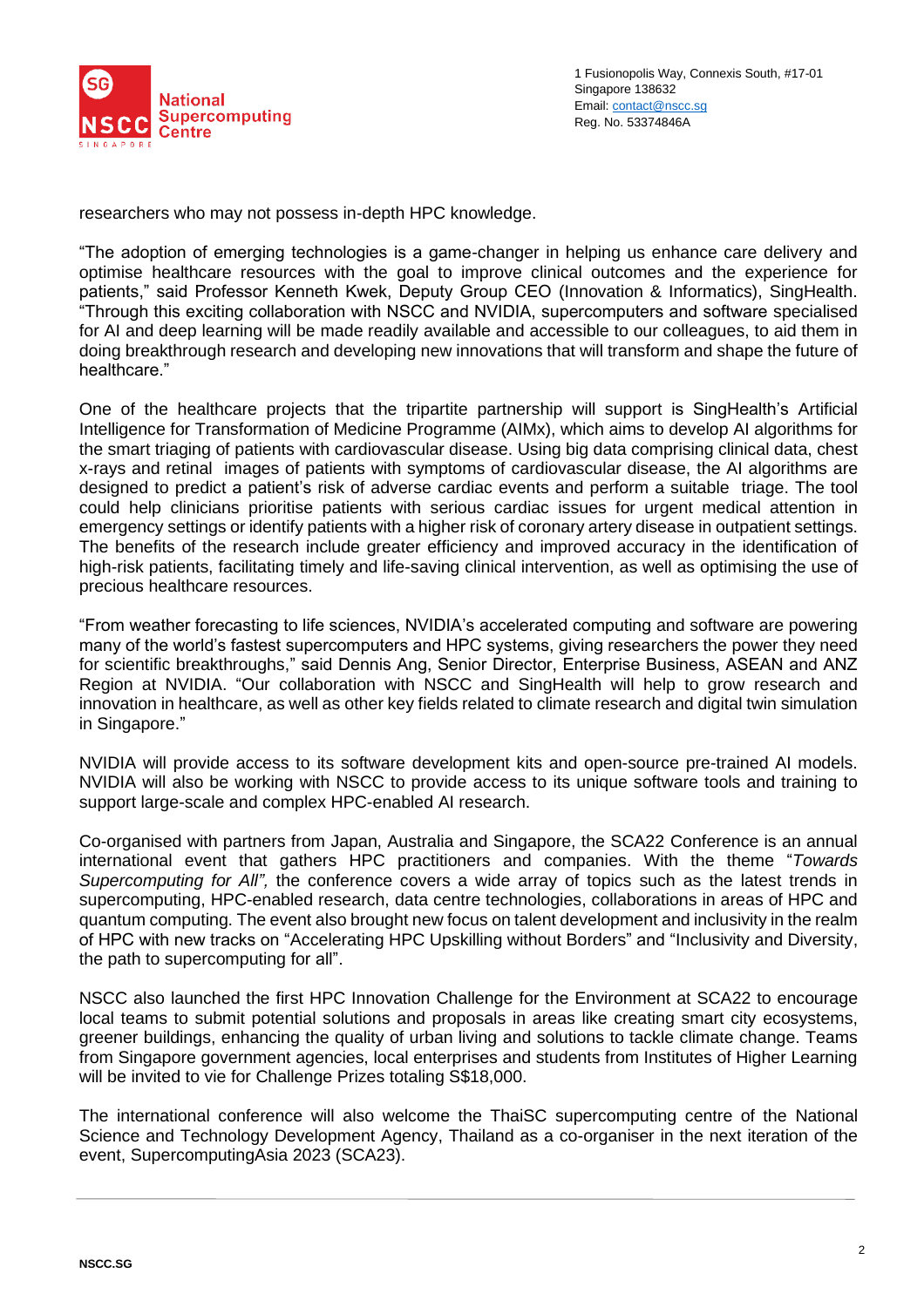researchers who may not possess in-depth HPC knowledge.

"The adoption of emerging technologies is a game-changer in helping us enhance care delivery and optimise healthcare resources with the goal to improve clinical outcomes and the experience for patients," said Professor Kenneth Kwek, Deputy Group CEO (Innovation & Informatics), SingHealth. "Through this exciting collaboration with NSCC and NVIDIA, supercomputers and software specialised for AI and deep learning will be made readily available and accessible to our colleagues, to aid them in doing breakthrough research and developing new innovations that will transform and shape the future of healthcare."

One of the healthcare projects that the tripartite partnership will support is SingHealth's Artificial Intelligence for Transformation of Medicine Programme (AIMx), which aims to develop AI algorithms for the smart triaging of patients with cardiovascular disease. Using big data comprising clinical data, chest x-rays and retinal images of patients with symptoms of cardiovascular disease, the AI algorithms are designed to predict a patient's risk of adverse cardiac events and perform a suitable triage. The tool could help clinicians prioritise patients with serious cardiac issues for urgent medical attention in emergency settings or identify patients with a higher risk of coronary artery disease in outpatient settings. The benefits of the research include greater efficiency and improved accuracy in the identification of high-risk patients, facilitating timely and life-saving clinical intervention, as well as optimising the use of precious healthcare resources.

"From weather forecasting to life sciences, NVIDIA's accelerated computing and software are powering many of the world's fastest supercomputers and HPC systems, giving researchers the power they need for scientific breakthroughs," said Dennis Ang, Senior Director, Enterprise Business, ASEAN and ANZ Region at NVIDIA. "Our collaboration with NSCC and SingHealth will help to grow research and innovation in healthcare, as well as other key fields related to climate research and digital twin simulation in Singapore."

NVIDIA will provide access to its software development kits and open-source pre-trained AI models. NVIDIA will also be working with NSCC to provide access to its unique software tools and training to support large-scale and complex HPC-enabled AI research.

Co-organised with partners from Japan, Australia and Singapore, the SCA22 Conference is an annual international event that gathers HPC practitioners and companies. With the theme "*Towards Supercomputing for All",* the conference covers a wide array of topics such as the latest trends in supercomputing, HPC-enabled research, data centre technologies, collaborations in areas of HPC and quantum computing. The event also brought new focus on talent development and inclusivity in the realm of HPC with new tracks on "Accelerating HPC Upskilling without Borders" and "Inclusivity and Diversity, the path to supercomputing for all".

NSCC also launched the first HPC Innovation Challenge for the Environment at SCA22 to encourage local teams to submit potential solutions and proposals in areas like creating smart city ecosystems, greener buildings, enhancing the quality of urban living and solutions to tackle climate change. Teams from Singapore government agencies, local enterprises and students from Institutes of Higher Learning will be invited to vie for Challenge Prizes totaling S$18,000.

The international conference will also welcome the ThaiSC supercomputing centre of the National Science and Technology Development Agency, Thailand as a co-organiser in the next iteration of the event, SupercomputingAsia 2023 (SCA23).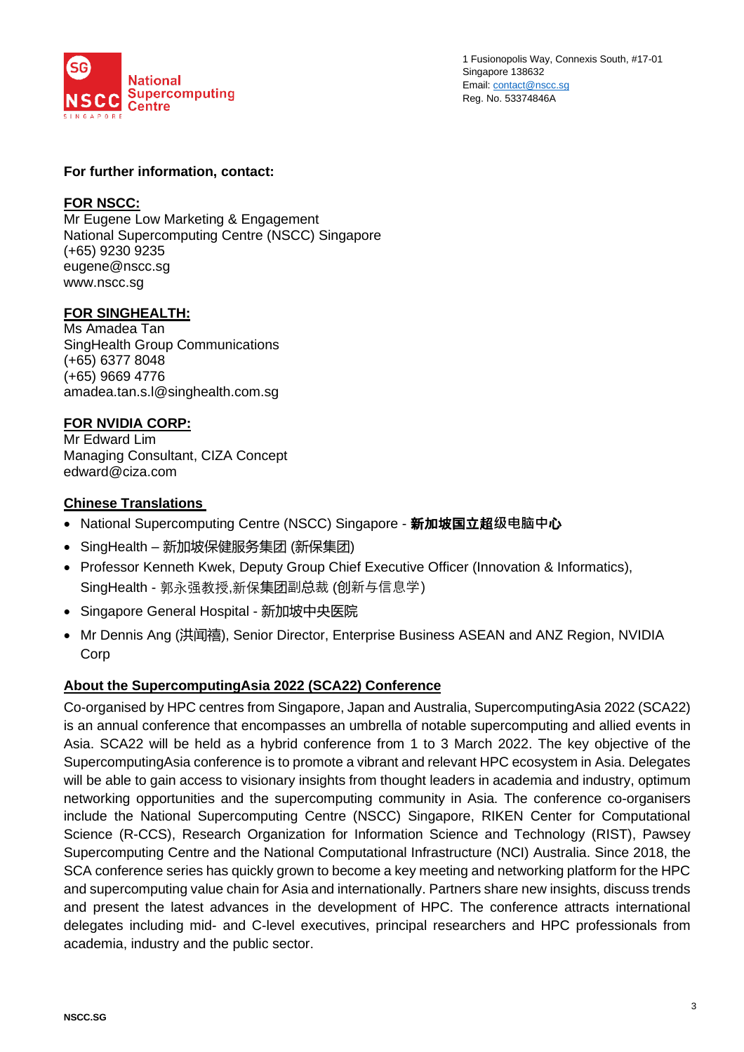1 Fusionopolis Way, Connexis South, #17-01
Singapore 138632
Email: contact@nscc.sg
Reg. No. 53374846A

**For further information, contact:**

**FOR NSCC:**
Mr Eugene Low Marketing & Engagement
National Supercomputing Centre (NSCC) Singapore
(+65) 9230 9235
eugene@nscc.sg
www.nscc.sg

**FOR SINGHEALTH:**
Ms Amadea Tan
SingHealth Group Communications
(+65) 6377 8048
(+65) 9669 4776
amadea.tan.s.l@singhealth.com.sg

**FOR NVIDIA CORP:**
Mr Edward Lim
Managing Consultant, CIZA Concept
edward@ciza.com

**Chinese Translations**

- National Supercomputing Centre (NSCC) Singapore - **新加坡国立超级电脑中心**
- SingHealth – 新加坡保健服务集团 (新保集团)
- Professor Kenneth Kwek, Deputy Group Chief Executive Officer (Innovation & Informatics), SingHealth - 郭永强教授,新保集团副总裁 (创新与信息学)
- Singapore General Hospital - 新加坡中央医院
- Mr Dennis Ang (洪闻禧), Senior Director, Enterprise Business ASEAN and ANZ Region, NVIDIA Corp

**About the SupercomputingAsia 2022 (SCA22) Conference**

Co-organised by HPC centres from Singapore, Japan and Australia, SupercomputingAsia 2022 (SCA22) is an annual conference that encompasses an umbrella of notable supercomputing and allied events in Asia. SCA22 will be held as a hybrid conference from 1 to 3 March 2022. The key objective of the SupercomputingAsia conference is to promote a vibrant and relevant HPC ecosystem in Asia. Delegates will be able to gain access to visionary insights from thought leaders in academia and industry, optimum networking opportunities and the supercomputing community in Asia. The conference co-organisers include the National Supercomputing Centre (NSCC) Singapore, RIKEN Center for Computational Science (R-CCS), Research Organization for Information Science and Technology (RIST), Pawsey Supercomputing Centre and the National Computational Infrastructure (NCI) Australia. Since 2018, the SCA conference series has quickly grown to become a key meeting and networking platform for the HPC and supercomputing value chain for Asia and internationally. Partners share new insights, discuss trends and present the latest advances in the development of HPC. The conference attracts international delegates including mid- and C-level executives, principal researchers and HPC professionals from academia, industry and the public sector.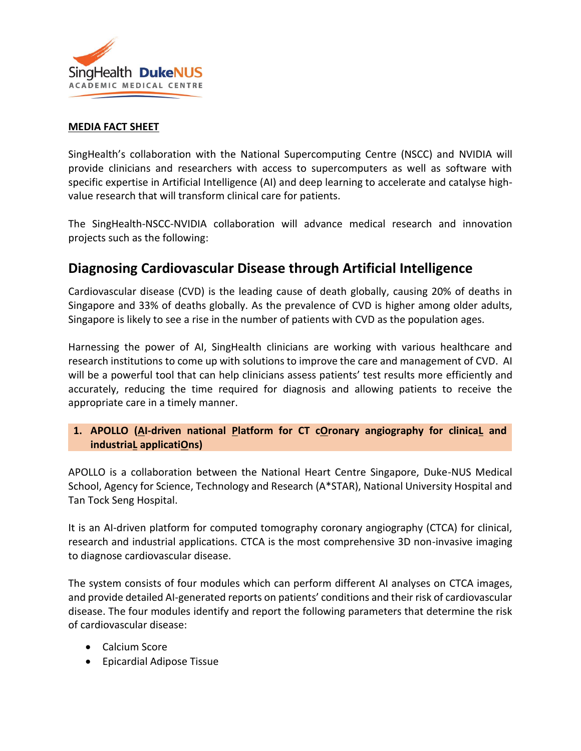**MEDIA FACT SHEET**

SingHealth's collaboration with the National Supercomputing Centre (NSCC) and NVIDIA will provide clinicians and researchers with access to supercomputers as well as software with specific expertise in Artificial Intelligence (AI) and deep learning to accelerate and catalyse high-value research that will transform clinical care for patients.

The SingHealth-NSCC-NVIDIA collaboration will advance medical research and innovation projects such as the following:

## Diagnosing Cardiovascular Disease through Artificial Intelligence

Cardiovascular disease (CVD) is the leading cause of death globally, causing 20% of deaths in Singapore and 33% of deaths globally. As the prevalence of CVD is higher among older adults, Singapore is likely to see a rise in the number of patients with CVD as the population ages.

Harnessing the power of AI, SingHealth clinicians are working with various healthcare and research institutions to come up with solutions to improve the care and management of CVD. AI will be a powerful tool that can help clinicians assess patients' test results more efficiently and accurately, reducing the time required for diagnosis and allowing patients to receive the appropriate care in a timely manner.

### 1. APOLLO (AI-driven national Platform for CT cOronary angiography for clinicaL and industriaL applicatiOns)

APOLLO is a collaboration between the National Heart Centre Singapore, Duke-NUS Medical School, Agency for Science, Technology and Research (A*STAR), National University Hospital and Tan Tock Seng Hospital.

It is an AI-driven platform for computed tomography coronary angiography (CTCA) for clinical, research and industrial applications. CTCA is the most comprehensive 3D non-invasive imaging to diagnose cardiovascular disease.

The system consists of four modules which can perform different AI analyses on CTCA images, and provide detailed AI-generated reports on patients' conditions and their risk of cardiovascular disease. The four modules identify and report the following parameters that determine the risk of cardiovascular disease:

- Calcium Score
- Epicardial Adipose Tissue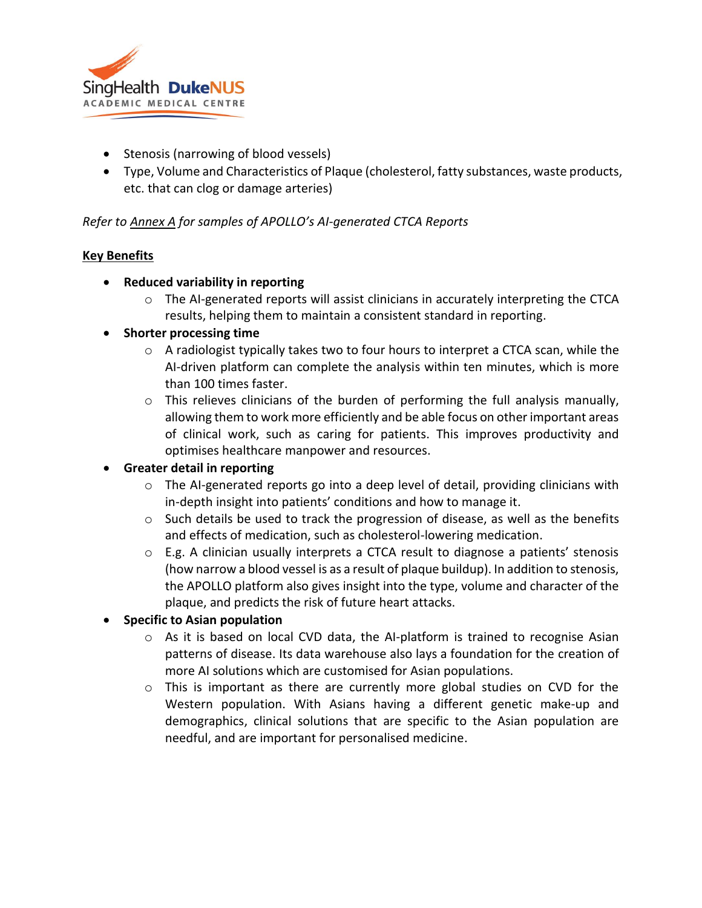- Stenosis (narrowing of blood vessels)
- Type, Volume and Characteristics of Plaque (cholesterol, fatty substances, waste products, etc. that can clog or damage arteries)

*Refer to Annex A for samples of APOLLO's AI-generated CTCA Reports*

**Key Benefits**

- **Reduced variability in reporting**
  - The AI-generated reports will assist clinicians in accurately interpreting the CTCA results, helping them to maintain a consistent standard in reporting.
- **Shorter processing time**
  - A radiologist typically takes two to four hours to interpret a CTCA scan, while the AI-driven platform can complete the analysis within ten minutes, which is more than 100 times faster.
  - This relieves clinicians of the burden of performing the full analysis manually, allowing them to work more efficiently and be able focus on other important areas of clinical work, such as caring for patients. This improves productivity and optimises healthcare manpower and resources.
- **Greater detail in reporting**
  - The AI-generated reports go into a deep level of detail, providing clinicians with in-depth insight into patients' conditions and how to manage it.
  - Such details be used to track the progression of disease, as well as the benefits and effects of medication, such as cholesterol-lowering medication.
  - E.g. A clinician usually interprets a CTCA result to diagnose a patients' stenosis (how narrow a blood vessel is as a result of plaque buildup). In addition to stenosis, the APOLLO platform also gives insight into the type, volume and character of the plaque, and predicts the risk of future heart attacks.
- **Specific to Asian population**
  - As it is based on local CVD data, the AI-platform is trained to recognise Asian patterns of disease. Its data warehouse also lays a foundation for the creation of more AI solutions which are customised for Asian populations.
  - This is important as there are currently more global studies on CVD for the Western population. With Asians having a different genetic make-up and demographics, clinical solutions that are specific to the Asian population are needful, and are important for personalised medicine.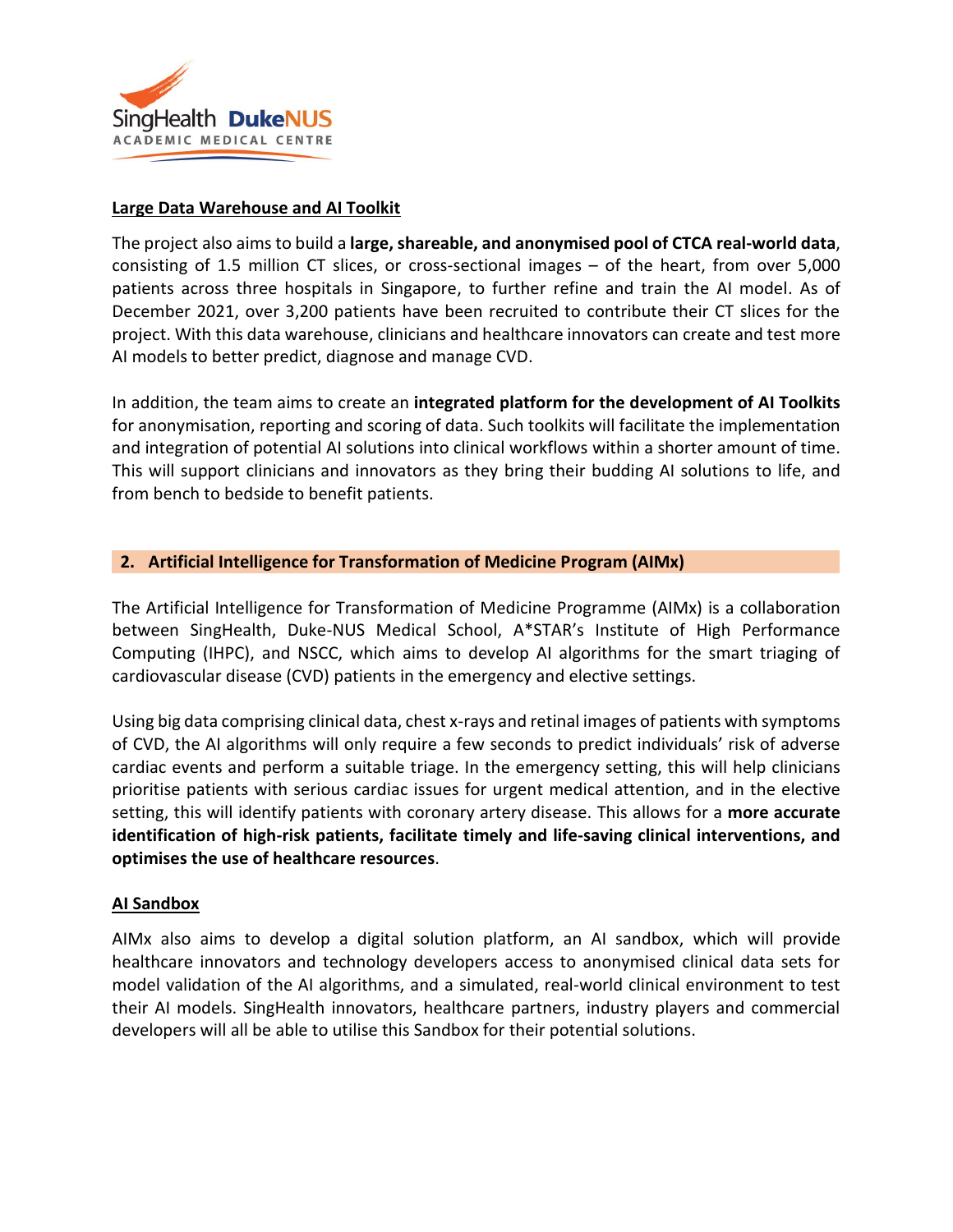**Large Data Warehouse and AI Toolkit**

The project also aims to build a **large, shareable, and anonymised pool of CTCA real-world data**, consisting of 1.5 million CT slices, or cross-sectional images – of the heart, from over 5,000 patients across three hospitals in Singapore, to further refine and train the AI model. As of December 2021, over 3,200 patients have been recruited to contribute their CT slices for the project. With this data warehouse, clinicians and healthcare innovators can create and test more AI models to better predict, diagnose and manage CVD.

In addition, the team aims to create an **integrated platform for the development of AI Toolkits** for anonymisation, reporting and scoring of data. Such toolkits will facilitate the implementation and integration of potential AI solutions into clinical workflows within a shorter amount of time. This will support clinicians and innovators as they bring their budding AI solutions to life, and from bench to bedside to benefit patients.

## 2. Artificial Intelligence for Transformation of Medicine Program (AIMx)

The Artificial Intelligence for Transformation of Medicine Programme (AIMx) is a collaboration between SingHealth, Duke-NUS Medical School, A*STAR's Institute of High Performance Computing (IHPC), and NSCC, which aims to develop AI algorithms for the smart triaging of cardiovascular disease (CVD) patients in the emergency and elective settings.

Using big data comprising clinical data, chest x-rays and retinal images of patients with symptoms of CVD, the AI algorithms will only require a few seconds to predict individuals' risk of adverse cardiac events and perform a suitable triage. In the emergency setting, this will help clinicians prioritise patients with serious cardiac issues for urgent medical attention, and in the elective setting, this will identify patients with coronary artery disease. This allows for a **more accurate identification of high-risk patients, facilitate timely and life-saving clinical interventions, and optimises the use of healthcare resources**.

**AI Sandbox**

AIMx also aims to develop a digital solution platform, an AI sandbox, which will provide healthcare innovators and technology developers access to anonymised clinical data sets for model validation of the AI algorithms, and a simulated, real-world clinical environment to test their AI models. SingHealth innovators, healthcare partners, industry players and commercial developers will all be able to utilise this Sandbox for their potential solutions.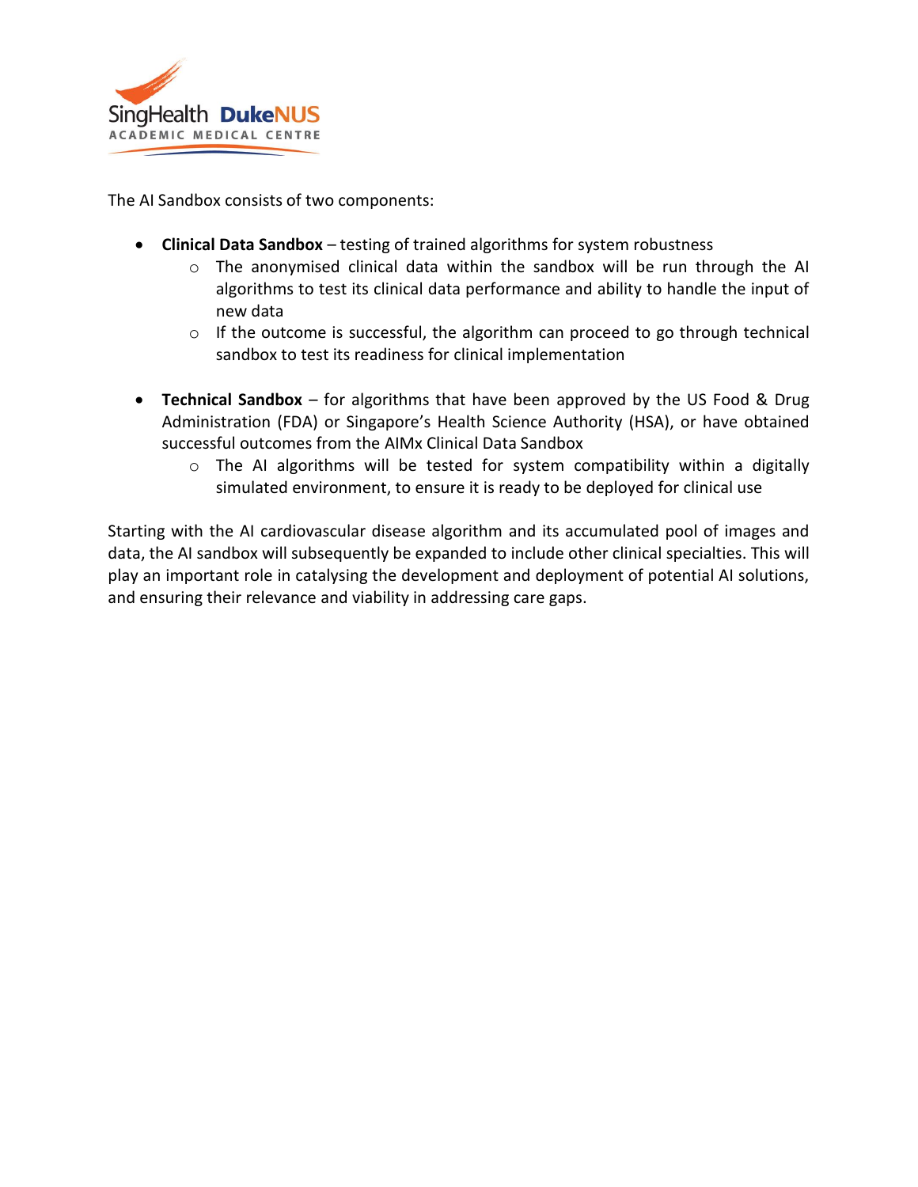The AI Sandbox consists of two components:

- **Clinical Data Sandbox** – testing of trained algorithms for system robustness
  - The anonymised clinical data within the sandbox will be run through the AI algorithms to test its clinical data performance and ability to handle the input of new data
  - If the outcome is successful, the algorithm can proceed to go through technical sandbox to test its readiness for clinical implementation

- **Technical Sandbox** – for algorithms that have been approved by the US Food & Drug Administration (FDA) or Singapore's Health Science Authority (HSA), or have obtained successful outcomes from the AIMx Clinical Data Sandbox
  - The AI algorithms will be tested for system compatibility within a digitally simulated environment, to ensure it is ready to be deployed for clinical use

Starting with the AI cardiovascular disease algorithm and its accumulated pool of images and data, the AI sandbox will subsequently be expanded to include other clinical specialties. This will play an important role in catalysing the development and deployment of potential AI solutions, and ensuring their relevance and viability in addressing care gaps.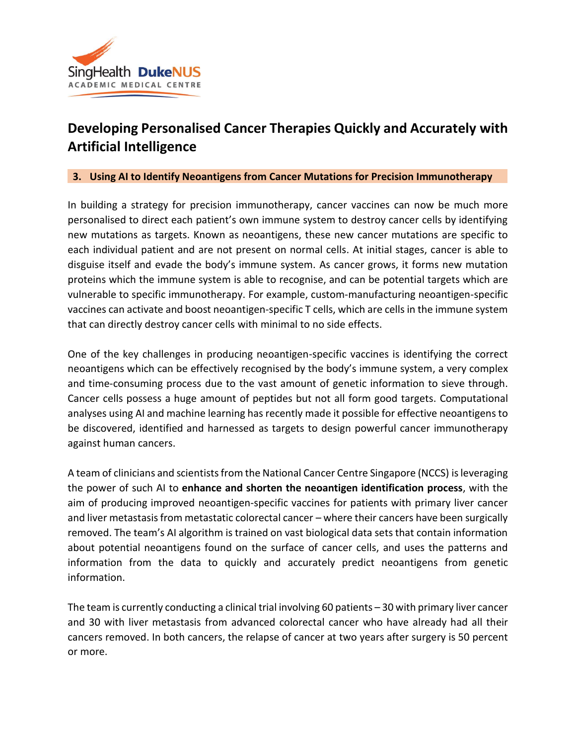# Developing Personalised Cancer Therapies Quickly and Accurately with Artificial Intelligence

## 3. Using AI to Identify Neoantigens from Cancer Mutations for Precision Immunotherapy

In building a strategy for precision immunotherapy, cancer vaccines can now be much more personalised to direct each patient's own immune system to destroy cancer cells by identifying new mutations as targets. Known as neoantigens, these new cancer mutations are specific to each individual patient and are not present on normal cells. At initial stages, cancer is able to disguise itself and evade the body's immune system. As cancer grows, it forms new mutation proteins which the immune system is able to recognise, and can be potential targets which are vulnerable to specific immunotherapy. For example, custom-manufacturing neoantigen-specific vaccines can activate and boost neoantigen-specific T cells, which are cells in the immune system that can directly destroy cancer cells with minimal to no side effects.

One of the key challenges in producing neoantigen-specific vaccines is identifying the correct neoantigens which can be effectively recognised by the body's immune system, a very complex and time-consuming process due to the vast amount of genetic information to sieve through. Cancer cells possess a huge amount of peptides but not all form good targets. Computational analyses using AI and machine learning has recently made it possible for effective neoantigens to be discovered, identified and harnessed as targets to design powerful cancer immunotherapy against human cancers.

A team of clinicians and scientists from the National Cancer Centre Singapore (NCCS) is leveraging the power of such AI to **enhance and shorten the neoantigen identification process**, with the aim of producing improved neoantigen-specific vaccines for patients with primary liver cancer and liver metastasis from metastatic colorectal cancer – where their cancers have been surgically removed. The team's AI algorithm is trained on vast biological data sets that contain information about potential neoantigens found on the surface of cancer cells, and uses the patterns and information from the data to quickly and accurately predict neoantigens from genetic information.

The team is currently conducting a clinical trial involving 60 patients – 30 with primary liver cancer and 30 with liver metastasis from advanced colorectal cancer who have already had all their cancers removed. In both cancers, the relapse of cancer at two years after surgery is 50 percent or more.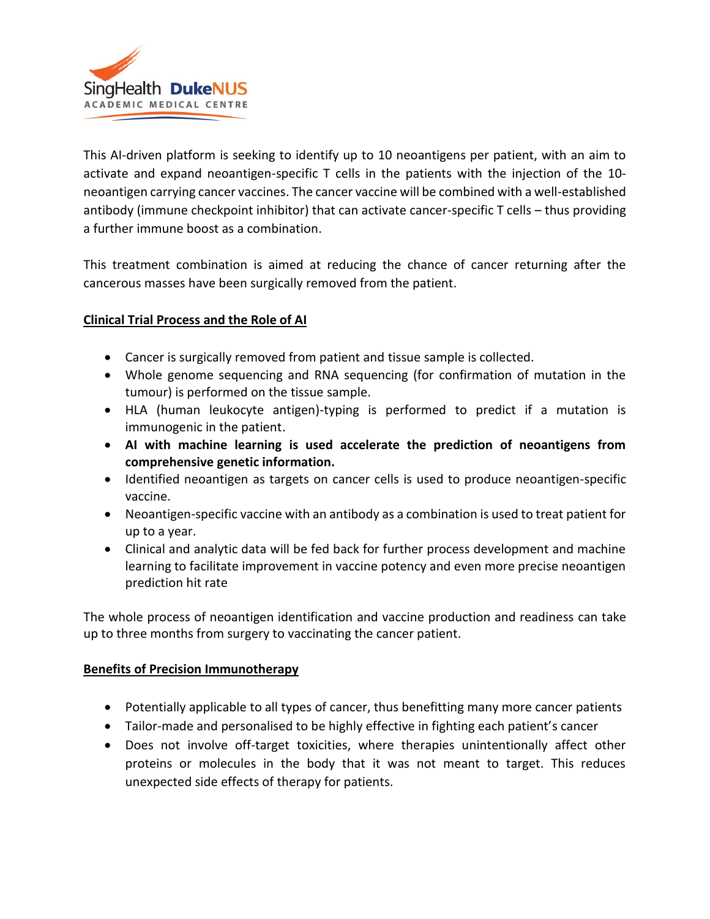This AI-driven platform is seeking to identify up to 10 neoantigens per patient, with an aim to activate and expand neoantigen-specific T cells in the patients with the injection of the 10-neoantigen carrying cancer vaccines. The cancer vaccine will be combined with a well-established antibody (immune checkpoint inhibitor) that can activate cancer-specific T cells – thus providing a further immune boost as a combination.

This treatment combination is aimed at reducing the chance of cancer returning after the cancerous masses have been surgically removed from the patient.

**Clinical Trial Process and the Role of AI**

- Cancer is surgically removed from patient and tissue sample is collected.
- Whole genome sequencing and RNA sequencing (for confirmation of mutation in the tumour) is performed on the tissue sample.
- HLA (human leukocyte antigen)-typing is performed to predict if a mutation is immunogenic in the patient.
- **AI with machine learning is used accelerate the prediction of neoantigens from comprehensive genetic information.**
- Identified neoantigen as targets on cancer cells is used to produce neoantigen-specific vaccine.
- Neoantigen-specific vaccine with an antibody as a combination is used to treat patient for up to a year.
- Clinical and analytic data will be fed back for further process development and machine learning to facilitate improvement in vaccine potency and even more precise neoantigen prediction hit rate

The whole process of neoantigen identification and vaccine production and readiness can take up to three months from surgery to vaccinating the cancer patient.

**Benefits of Precision Immunotherapy**

- Potentially applicable to all types of cancer, thus benefitting many more cancer patients
- Tailor-made and personalised to be highly effective in fighting each patient's cancer
- Does not involve off-target toxicities, where therapies unintentionally affect other proteins or molecules in the body that it was not meant to target. This reduces unexpected side effects of therapy for patients.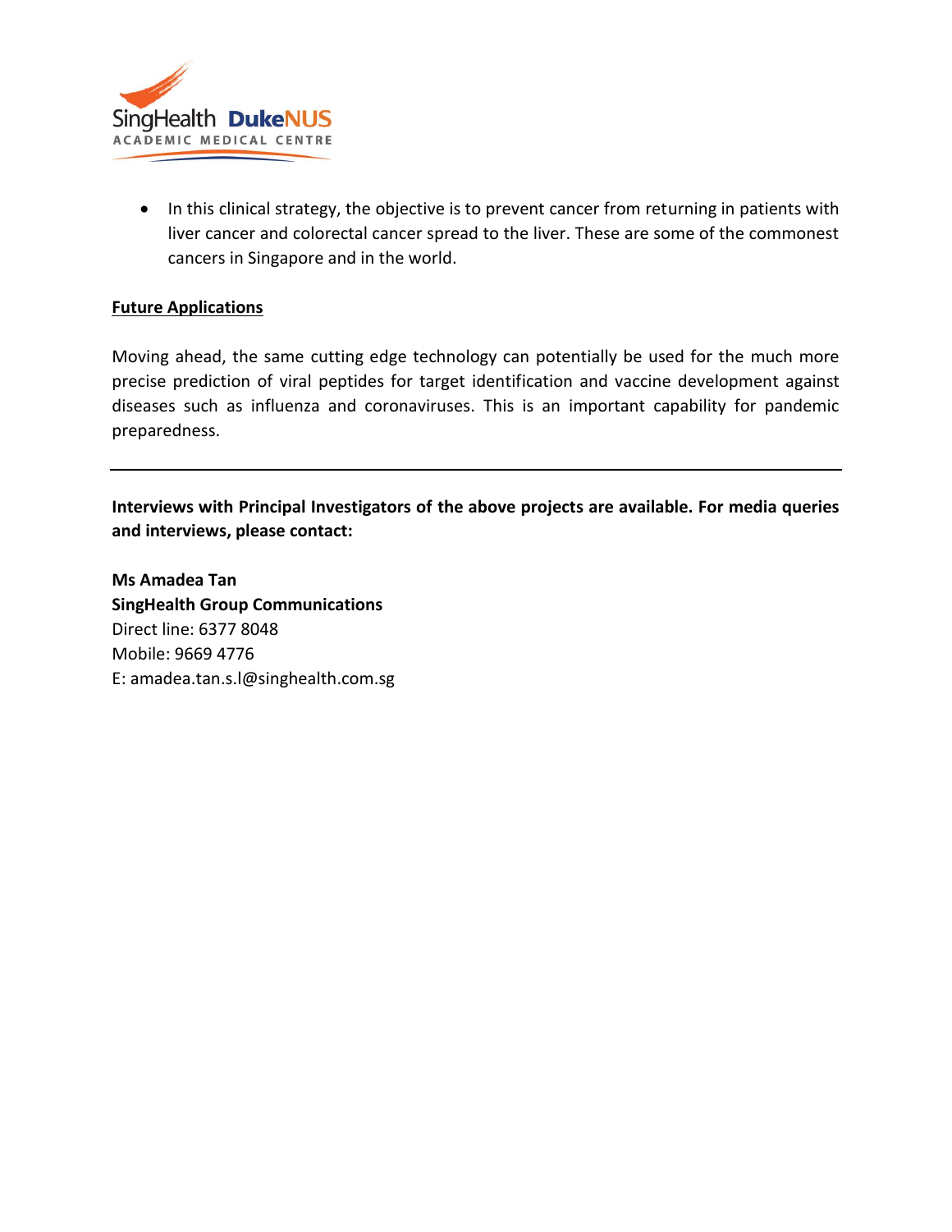- In this clinical strategy, the objective is to prevent cancer from returning in patients with liver cancer and colorectal cancer spread to the liver. These are some of the commonest cancers in Singapore and in the world.

**Future Applications**

Moving ahead, the same cutting edge technology can potentially be used for the much more precise prediction of viral peptides for target identification and vaccine development against diseases such as influenza and coronaviruses. This is an important capability for pandemic preparedness.

---

**Interviews with Principal Investigators of the above projects are available. For media queries and interviews, please contact:**

**Ms Amadea Tan**
**SingHealth Group Communications**
Direct line: 6377 8048
Mobile: 9669 4776
E: amadea.tan.s.l@singhealth.com.sg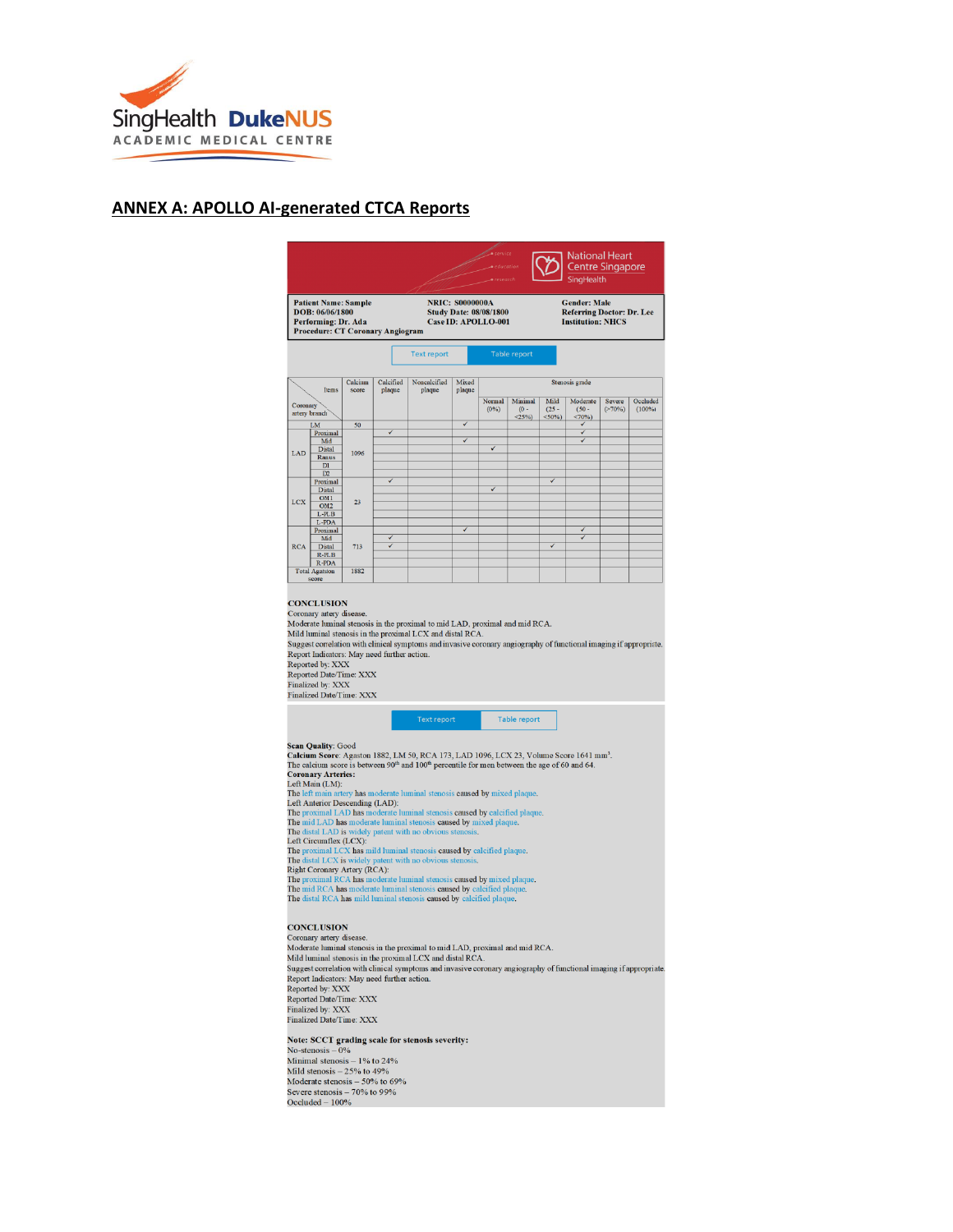## ANNEX A: APOLLO AI-generated CTCA Reports

National Heart Centre Singapore
SingHealth

**Patient Name:** Sample
**DOB:** 06/06/1800
**Performing:** Dr. Ada
**Procedure:** CT Coronary Angiogram
**NRIC:** S0000000A
**Study Date:** 08/08/1800
**Case ID:** APOLLO-001
**Gender:** Male
**Referring Doctor:** Dr. Lee
**Institution:** NHCS

Text report | Table report

| Coronary artery branch \ Items | | Calcium score | Calcified plaque | Noncalcified plaque | Mixed plaque | Stenosis grade | | | | | |
|---|---|---|---|---|---|---|---|---|---|---|---|
| | | | | | | Normal (0%) | Minimal (0 - <25%) | Mild (25 - <50%) | Moderate (50 - <70%) | Severe (>70%) | Occluded (100%) |
| LM | | 50 | | | ✓ | | | | ✓ | | |
| LAD | Proximal | 1096 | ✓ | | | | | | ✓ | | |
| | Mid | | | | ✓ | | | | ✓ | | |
| | Distal | | | | | ✓ | | | | | |
| | Ramus | | | | | | | | | | |
| | D1 | | | | | | | | | | |
| | D2 | | | | | | | | | | |
| LCX | Proximal | 23 | ✓ | | | | | ✓ | | | |
| | Distal | | | | | ✓ | | | | | |
| | OM1 | | | | | | | | | | |
| | OM2 | | | | | | | | | | |
| | L-PLB | | | | | | | | | | |
| | L-PDA | | | | | | | | | | |
| RCA | Proximal | 713 | | | ✓ | | | | ✓ | | |
| | Mid | | ✓ | | | | | | ✓ | | |
| | Distal | | ✓ | | | | | ✓ | | | |
| | R-PLB | | | | | | | | | | |
| | R-PDA | | | | | | | | | | |
| Total Agatston score | | 1882 | | | | | | | | | |

**CONCLUSION**
Coronary artery disease.
Moderate luminal stenosis in the proximal to mid LAD, proximal and mid RCA.
Mild luminal stenosis in the proximal LCX and distal RCA.
Suggest correlation with clinical symptoms and invasive coronary angiography of functional imaging if appropriate.
Report Indicators: May need further action.
Reported by: XXX
Reported Date/Time: XXX
Finalized by: XXX
Finalized Date/Time: XXX

Text report | Table report

**Scan Quality**: Good
**Calcium Score**: Agaston 1882, LM 50, RCA 173, LAD 1096, LCX 23, Volume Score 1641 mm³.
The calcium score is between 90th and 100th percentile for men between the age of 60 and 64.
**Coronary Arteries:**
Left Main (LM):
The left main artery has moderate luminal stenosis caused by mixed plaque.
Left Anterior Descending (LAD):
The proximal LAD has moderate luminal stenosis caused by calcified plaque.
The mid LAD has moderate luminal stenosis caused by mixed plaque.
The distal LAD is widely patent with no obvious stenosis.
Left Circumflex (LCX):
The proximal LCX has mild luminal stenosis caused by calcified plaque.
The distal LCX is widely patent with no obvious stenosis.
Right Coronary Artery (RCA):
The proximal RCA has moderate luminal stenosis caused by mixed plaque.
The mid RCA has moderate luminal stenosis caused by calcified plaque.
The distal RCA has mild luminal stenosis caused by calcified plaque.

**CONCLUSION**
Coronary artery disease.
Moderate luminal stenosis in the proximal to mid LAD, proximal and mid RCA.
Mild luminal stenosis in the proximal LCX and distal RCA.
Suggest correlation with clinical symptoms and invasive coronary angiography of functional imaging if appropriate.
Report Indicators: May need further action.
Reported by: XXX
Reported Date/Time: XXX
Finalized by: XXX
Finalized Date/Time: XXX

**Note: SCCT grading scale for stenosis severity:**
No-stenosis – 0%
Minimal stenosis – 1% to 24%
Mild stenosis – 25% to 49%
Moderate stenosis – 50% to 69%
Severe stenosis – 70% to 99%
Occluded – 100%